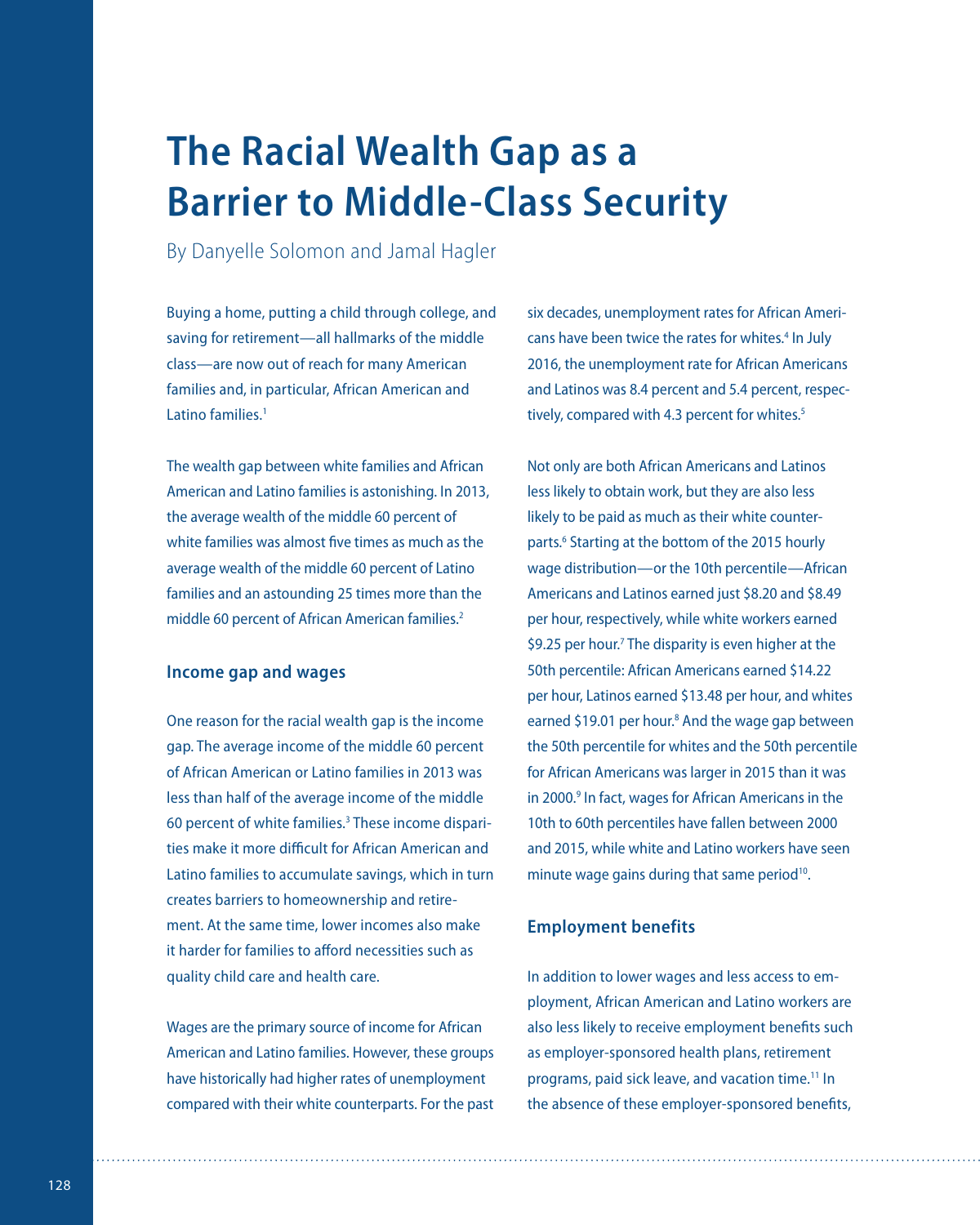# The Racial Wealth Gap as a Barrier to Middle-Class Security

By Danyelle Solomon and Jamal Hagler

Buying a home, putting a child through college, and saving for retirement—all hallmarks of the middle class—are now out of reach for many American families and, in particular, African American and Latino families.[1]

The wealth gap between white families and African American and Latino families is astonishing. In 2013, the average wealth of the middle 60 percent of white families was almost five times as much as the average wealth of the middle 60 percent of Latino families and an astounding 25 times more than the middle 60 percent of African American families.[2]

## Income gap and wages

One reason for the racial wealth gap is the income gap. The average income of the middle 60 percent of African American or Latino families in 2013 was less than half of the average income of the middle 60 percent of white families.[3] These income disparities make it more difficult for African American and Latino families to accumulate savings, which in turn creates barriers to homeownership and retirement. At the same time, lower incomes also make it harder for families to afford necessities such as quality child care and health care.

Wages are the primary source of income for African American and Latino families. However, these groups have historically had higher rates of unemployment compared with their white counterparts. For the past six decades, unemployment rates for African Americans have been twice the rates for whites.[4] In July 2016, the unemployment rate for African Americans and Latinos was 8.4 percent and 5.4 percent, respectively, compared with 4.3 percent for whites.[5]

Not only are both African Americans and Latinos less likely to obtain work, but they are also less likely to be paid as much as their white counterparts.[6] Starting at the bottom of the 2015 hourly wage distribution—or the 10th percentile—African Americans and Latinos earned just $8.20 and $8.49 per hour, respectively, while white workers earned $9.25 per hour.[7] The disparity is even higher at the 50th percentile: African Americans earned $14.22 per hour, Latinos earned $13.48 per hour, and whites earned $19.01 per hour.[8] And the wage gap between the 50th percentile for whites and the 50th percentile for African Americans was larger in 2015 than it was in 2000.[9] In fact, wages for African Americans in the 10th to 60th percentiles have fallen between 2000 and 2015, while white and Latino workers have seen minute wage gains during that same period[10].

## Employment benefits

In addition to lower wages and less access to employment, African American and Latino workers are also less likely to receive employment benefits such as employer-sponsored health plans, retirement programs, paid sick leave, and vacation time.[11] In the absence of these employer-sponsored benefits,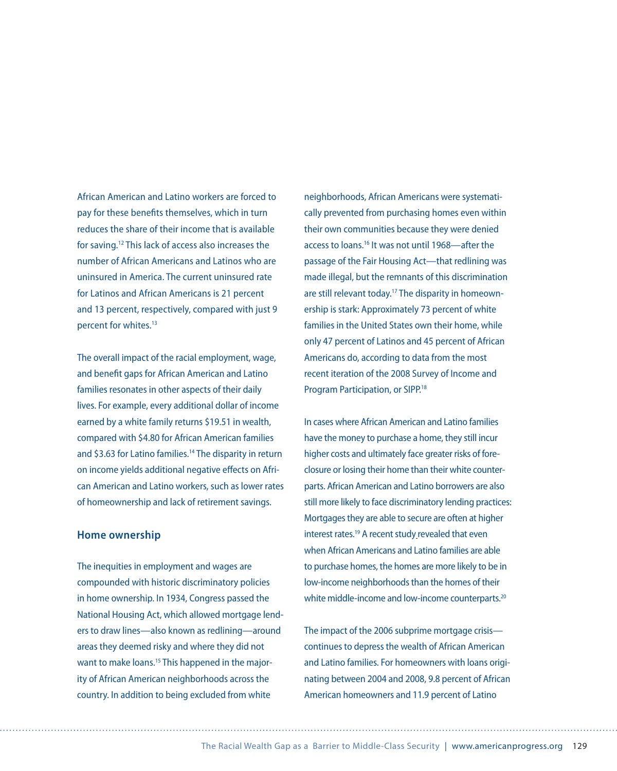African American and Latino workers are forced to pay for these benefits themselves, which in turn reduces the share of their income that is available for saving.[12] This lack of access also increases the number of African Americans and Latinos who are uninsured in America. The current uninsured rate for Latinos and African Americans is 21 percent and 13 percent, respectively, compared with just 9 percent for whites.[13]

The overall impact of the racial employment, wage, and benefit gaps for African American and Latino families resonates in other aspects of their daily lives. For example, every additional dollar of income earned by a white family returns $19.51 in wealth, compared with $4.80 for African American families and $3.63 for Latino families.[14] The disparity in return on income yields additional negative effects on African American and Latino workers, such as lower rates of homeownership and lack of retirement savings.

### Home ownership

The inequities in employment and wages are compounded with historic discriminatory policies in home ownership. In 1934, Congress passed the National Housing Act, which allowed mortgage lenders to draw lines—also known as redlining—around areas they deemed risky and where they did not want to make loans.[15] This happened in the majority of African American neighborhoods across the country. In addition to being excluded from white neighborhoods, African Americans were systematically prevented from purchasing homes even within their own communities because they were denied access to loans.[16] It was not until 1968—after the passage of the Fair Housing Act—that redlining was made illegal, but the remnants of this discrimination are still relevant today.[17] The disparity in homeownership is stark: Approximately 73 percent of white families in the United States own their home, while only 47 percent of Latinos and 45 percent of African Americans do, according to data from the most recent iteration of the 2008 Survey of Income and Program Participation, or SIPP.[18]

In cases where African American and Latino families have the money to purchase a home, they still incur higher costs and ultimately face greater risks of foreclosure or losing their home than their white counterparts. African American and Latino borrowers are also still more likely to face discriminatory lending practices: Mortgages they are able to secure are often at higher interest rates.[19] A recent study revealed that even when African Americans and Latino families are able to purchase homes, the homes are more likely to be in low-income neighborhoods than the homes of their white middle-income and low-income counterparts.[20]

The impact of the 2006 subprime mortgage crisis—continues to depress the wealth of African American and Latino families. For homeowners with loans originating between 2004 and 2008, 9.8 percent of African American homeowners and 11.9 percent of Latino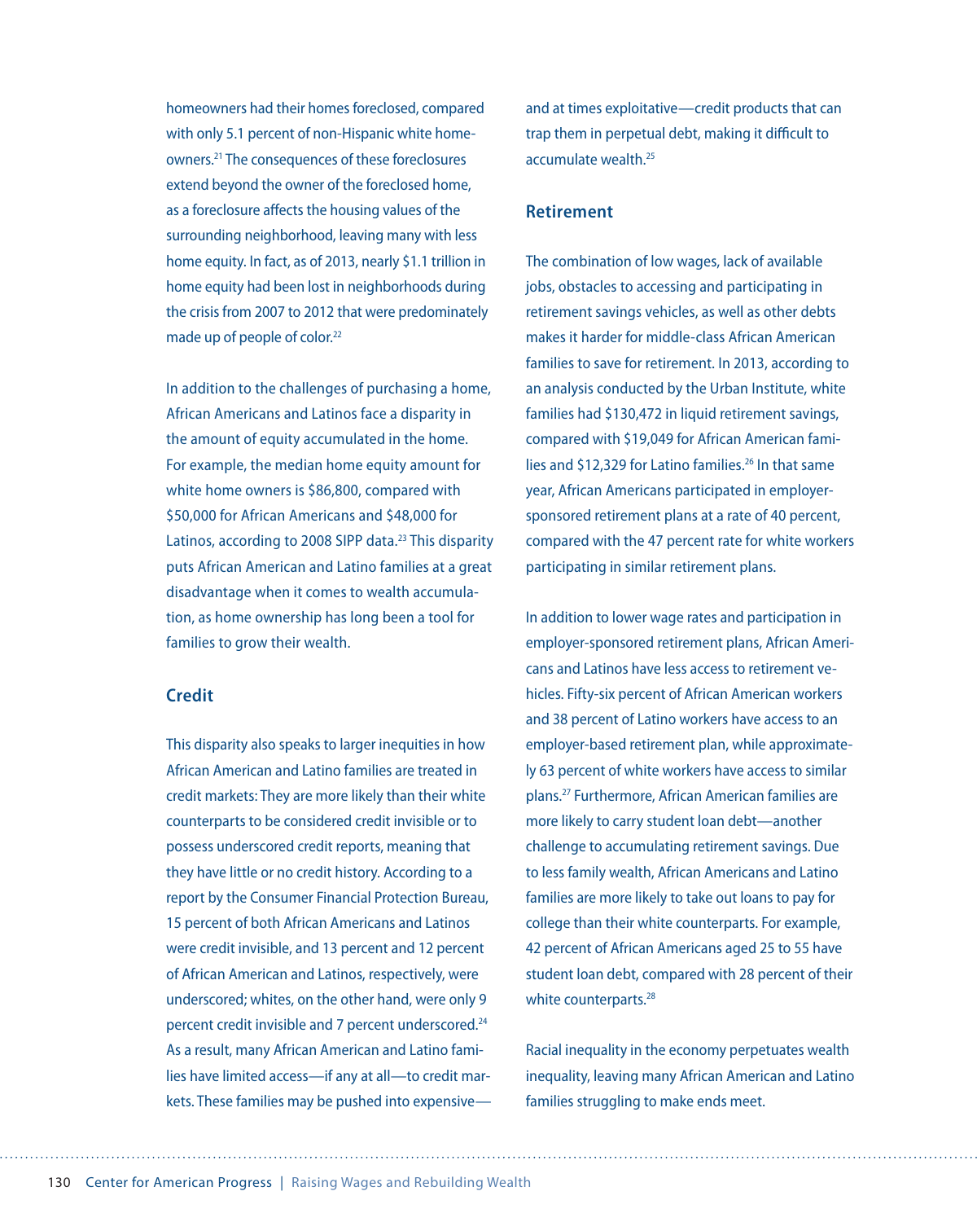homeowners had their homes foreclosed, compared with only 5.1 percent of non-Hispanic white homeowners.[21] The consequences of these foreclosures extend beyond the owner of the foreclosed home, as a foreclosure affects the housing values of the surrounding neighborhood, leaving many with less home equity. In fact, as of 2013, nearly $1.1 trillion in home equity had been lost in neighborhoods during the crisis from 2007 to 2012 that were predominately made up of people of color.[22]

In addition to the challenges of purchasing a home, African Americans and Latinos face a disparity in the amount of equity accumulated in the home. For example, the median home equity amount for white home owners is $86,800, compared with $50,000 for African Americans and $48,000 for Latinos, according to 2008 SIPP data.[23] This disparity puts African American and Latino families at a great disadvantage when it comes to wealth accumulation, as home ownership has long been a tool for families to grow their wealth.

## Credit

This disparity also speaks to larger inequities in how African American and Latino families are treated in credit markets: They are more likely than their white counterparts to be considered credit invisible or to possess underscored credit reports, meaning that they have little or no credit history. According to a report by the Consumer Financial Protection Bureau, 15 percent of both African Americans and Latinos were credit invisible, and 13 percent and 12 percent of African American and Latinos, respectively, were underscored; whites, on the other hand, were only 9 percent credit invisible and 7 percent underscored.[24] As a result, many African American and Latino families have limited access—if any at all—to credit markets. These families may be pushed into expensive—and at times exploitative—credit products that can trap them in perpetual debt, making it difficult to accumulate wealth.[25]

## Retirement

The combination of low wages, lack of available jobs, obstacles to accessing and participating in retirement savings vehicles, as well as other debts makes it harder for middle-class African American families to save for retirement. In 2013, according to an analysis conducted by the Urban Institute, white families had $130,472 in liquid retirement savings, compared with $19,049 for African American families and $12,329 for Latino families.[26] In that same year, African Americans participated in employer-sponsored retirement plans at a rate of 40 percent, compared with the 47 percent rate for white workers participating in similar retirement plans.

In addition to lower wage rates and participation in employer-sponsored retirement plans, African Americans and Latinos have less access to retirement vehicles. Fifty-six percent of African American workers and 38 percent of Latino workers have access to an employer-based retirement plan, while approximately 63 percent of white workers have access to similar plans.[27] Furthermore, African American families are more likely to carry student loan debt—another challenge to accumulating retirement savings. Due to less family wealth, African Americans and Latino families are more likely to take out loans to pay for college than their white counterparts. For example, 42 percent of African Americans aged 25 to 55 have student loan debt, compared with 28 percent of their white counterparts.[28]

Racial inequality in the economy perpetuates wealth inequality, leaving many African American and Latino families struggling to make ends meet.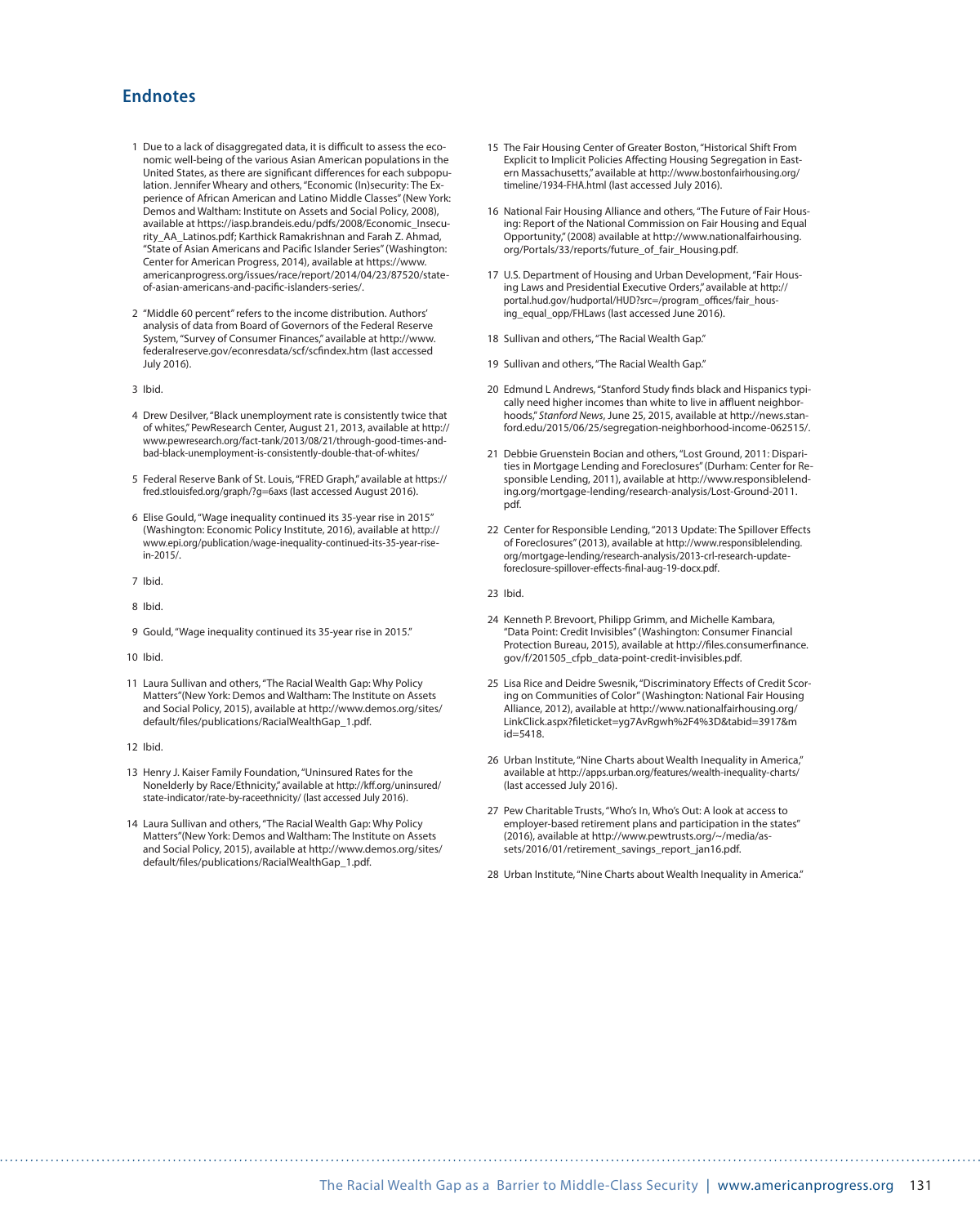## Endnotes

1. Due to a lack of disaggregated data, it is difficult to assess the economic well-being of the various Asian American populations in the United States, as there are significant differences for each subpopulation. Jennifer Wheary and others, "Economic (In)security: The Experience of African American and Latino Middle Classes" (New York: Demos and Waltham: Institute on Assets and Social Policy, 2008), available at https://iasp.brandeis.edu/pdfs/2008/Economic_Insecurity_AA_Latinos.pdf; Karthick Ramakrishnan and Farah Z. Ahmad, "State of Asian Americans and Pacific Islander Series" (Washington: Center for American Progress, 2014), available at https://www.americanprogress.org/issues/race/report/2014/04/23/87520/state-of-asian-americans-and-pacific-islanders-series/.

2. "Middle 60 percent" refers to the income distribution. Authors' analysis of data from Board of Governors of the Federal Reserve System, "Survey of Consumer Finances," available at http://www.federalreserve.gov/econresdata/scf/scfindex.htm (last accessed July 2016).

3. Ibid.

4. Drew Desilver, "Black unemployment rate is consistently twice that of whites," PewResearch Center, August 21, 2013, available at http://www.pewresearch.org/fact-tank/2013/08/21/through-good-times-and-bad-black-unemployment-is-consistently-double-that-of-whites/

5. Federal Reserve Bank of St. Louis, "FRED Graph," available at https://fred.stlouisfed.org/graph/?g=6axs (last accessed August 2016).

6. Elise Gould, "Wage inequality continued its 35-year rise in 2015" (Washington: Economic Policy Institute, 2016), available at http://www.epi.org/publication/wage-inequality-continued-its-35-year-rise-in-2015/.

7. Ibid.

8. Ibid.

9. Gould, "Wage inequality continued its 35-year rise in 2015."

10. Ibid.

11. Laura Sullivan and others, "The Racial Wealth Gap: Why Policy Matters"(New York: Demos and Waltham: The Institute on Assets and Social Policy, 2015), available at http://www.demos.org/sites/default/files/publications/RacialWealthGap_1.pdf.

12. Ibid.

13. Henry J. Kaiser Family Foundation, "Uninsured Rates for the Nonelderly by Race/Ethnicity," available at http://kff.org/uninsured/state-indicator/rate-by-raceethnicity/ (last accessed July 2016).

14. Laura Sullivan and others, "The Racial Wealth Gap: Why Policy Matters"(New York: Demos and Waltham: The Institute on Assets and Social Policy, 2015), available at http://www.demos.org/sites/default/files/publications/RacialWealthGap_1.pdf.

15. The Fair Housing Center of Greater Boston, "Historical Shift From Explicit to Implicit Policies Affecting Housing Segregation in Eastern Massachusetts," available at http://www.bostonfairhousing.org/timeline/1934-FHA.html (last accessed July 2016).

16. National Fair Housing Alliance and others, "The Future of Fair Housing: Report of the National Commission on Fair Housing and Equal Opportunity," (2008) available at http://www.nationalfairhousing.org/Portals/33/reports/future_of_fair_Housing.pdf.

17. U.S. Department of Housing and Urban Development, "Fair Housing Laws and Presidential Executive Orders," available at http://portal.hud.gov/hudportal/HUD?src=/program_offices/fair_housing_equal_opp/FHLaws (last accessed June 2016).

18. Sullivan and others, "The Racial Wealth Gap."

19. Sullivan and others, "The Racial Wealth Gap."

20. Edmund L Andrews, "Stanford Study finds black and Hispanics typically need higher incomes than white to live in affluent neighborhoods," *Stanford News*, June 25, 2015, available at http://news.stanford.edu/2015/06/25/segregation-neighborhood-income-062515/.

21. Debbie Gruenstein Bocian and others, "Lost Ground, 2011: Disparities in Mortgage Lending and Foreclosures" (Durham: Center for Responsible Lending, 2011), available at http://www.responsiblelending.org/mortgage-lending/research-analysis/Lost-Ground-2011.pdf.

22. Center for Responsible Lending, "2013 Update: The Spillover Effects of Foreclosures" (2013), available at http://www.responsiblelending.org/mortgage-lending/research-analysis/2013-crl-research-update-foreclosure-spillover-effects-final-aug-19-docx.pdf.

23. Ibid.

24. Kenneth P. Brevoort, Philipp Grimm, and Michelle Kambara, "Data Point: Credit Invisibles" (Washington: Consumer Financial Protection Bureau, 2015), available at http://files.consumerfinance.gov/f/201505_cfpb_data-point-credit-invisibles.pdf.

25. Lisa Rice and Deidre Swesnik, "Discriminatory Effects of Credit Scoring on Communities of Color" (Washington: National Fair Housing Alliance, 2012), available at http://www.nationalfairhousing.org/LinkClick.aspx?fileticket=yg7AvRgwh%2F4%3D&tabid=3917&mid=5418.

26. Urban Institute, "Nine Charts about Wealth Inequality in America," available at http://apps.urban.org/features/wealth-inequality-charts/ (last accessed July 2016).

27. Pew Charitable Trusts, "Who's In, Who's Out: A look at access to employer-based retirement plans and participation in the states" (2016), available at http://www.pewtrusts.org/~/media/assets/2016/01/retirement_savings_report_jan16.pdf.

28. Urban Institute, "Nine Charts about Wealth Inequality in America."